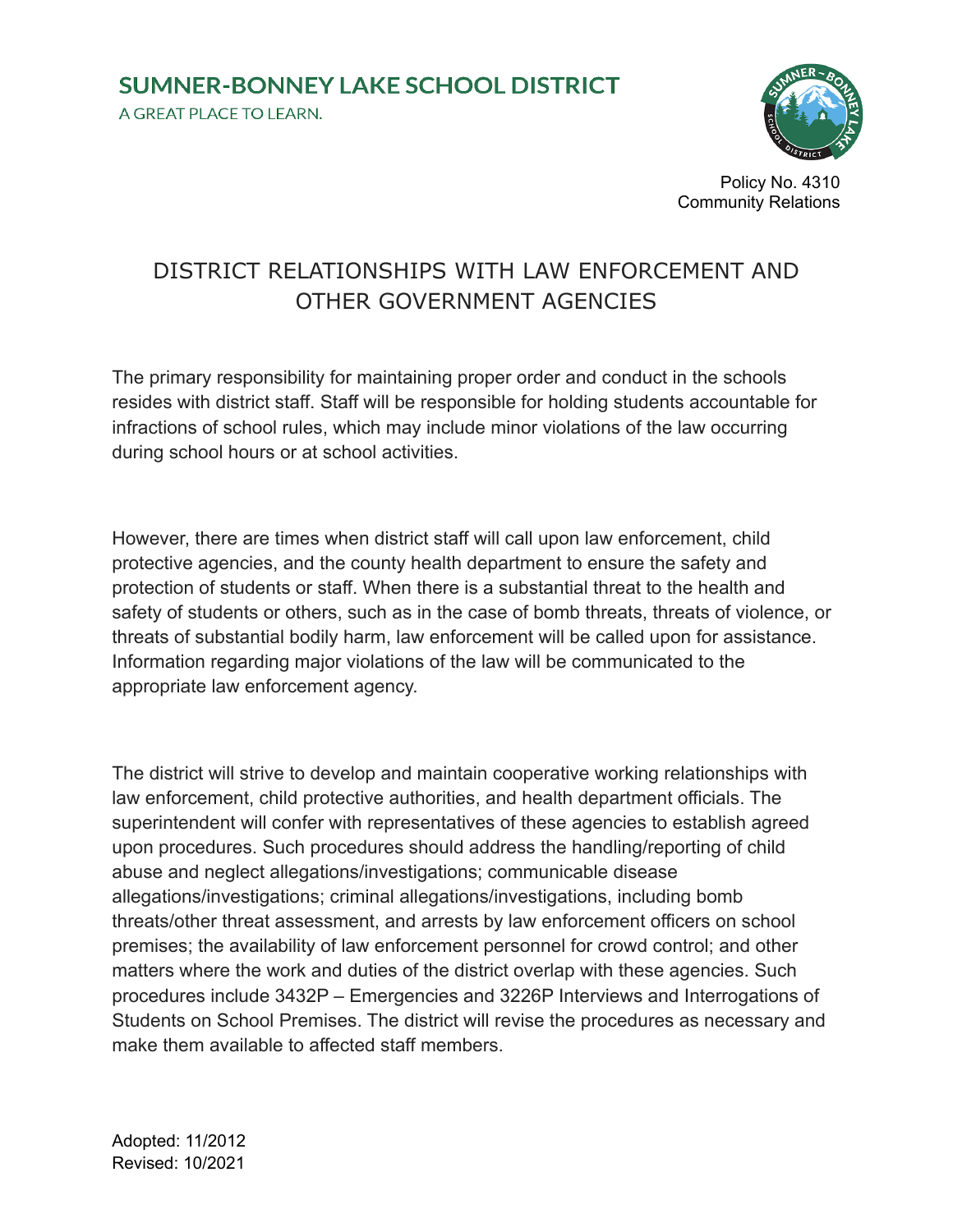SUMNER-BONNEY LAKE SCHOOL DISTRICT

A GREAT PLACE TO LEARN.

Policy No. 4310
Community Relations

# DISTRICT RELATIONSHIPS WITH LAW ENFORCEMENT AND OTHER GOVERNMENT AGENCIES

The primary responsibility for maintaining proper order and conduct in the schools resides with district staff. Staff will be responsible for holding students accountable for infractions of school rules, which may include minor violations of the law occurring during school hours or at school activities.

However, there are times when district staff will call upon law enforcement, child protective agencies, and the county health department to ensure the safety and protection of students or staff. When there is a substantial threat to the health and safety of students or others, such as in the case of bomb threats, threats of violence, or threats of substantial bodily harm, law enforcement will be called upon for assistance. Information regarding major violations of the law will be communicated to the appropriate law enforcement agency.

The district will strive to develop and maintain cooperative working relationships with law enforcement, child protective authorities, and health department officials. The superintendent will confer with representatives of these agencies to establish agreed upon procedures. Such procedures should address the handling/reporting of child abuse and neglect allegations/investigations; communicable disease allegations/investigations; criminal allegations/investigations, including bomb threats/other threat assessment, and arrests by law enforcement officers on school premises; the availability of law enforcement personnel for crowd control; and other matters where the work and duties of the district overlap with these agencies. Such procedures include 3432P – Emergencies and 3226P Interviews and Interrogations of Students on School Premises. The district will revise the procedures as necessary and make them available to affected staff members.

Adopted: 11/2012
Revised: 10/2021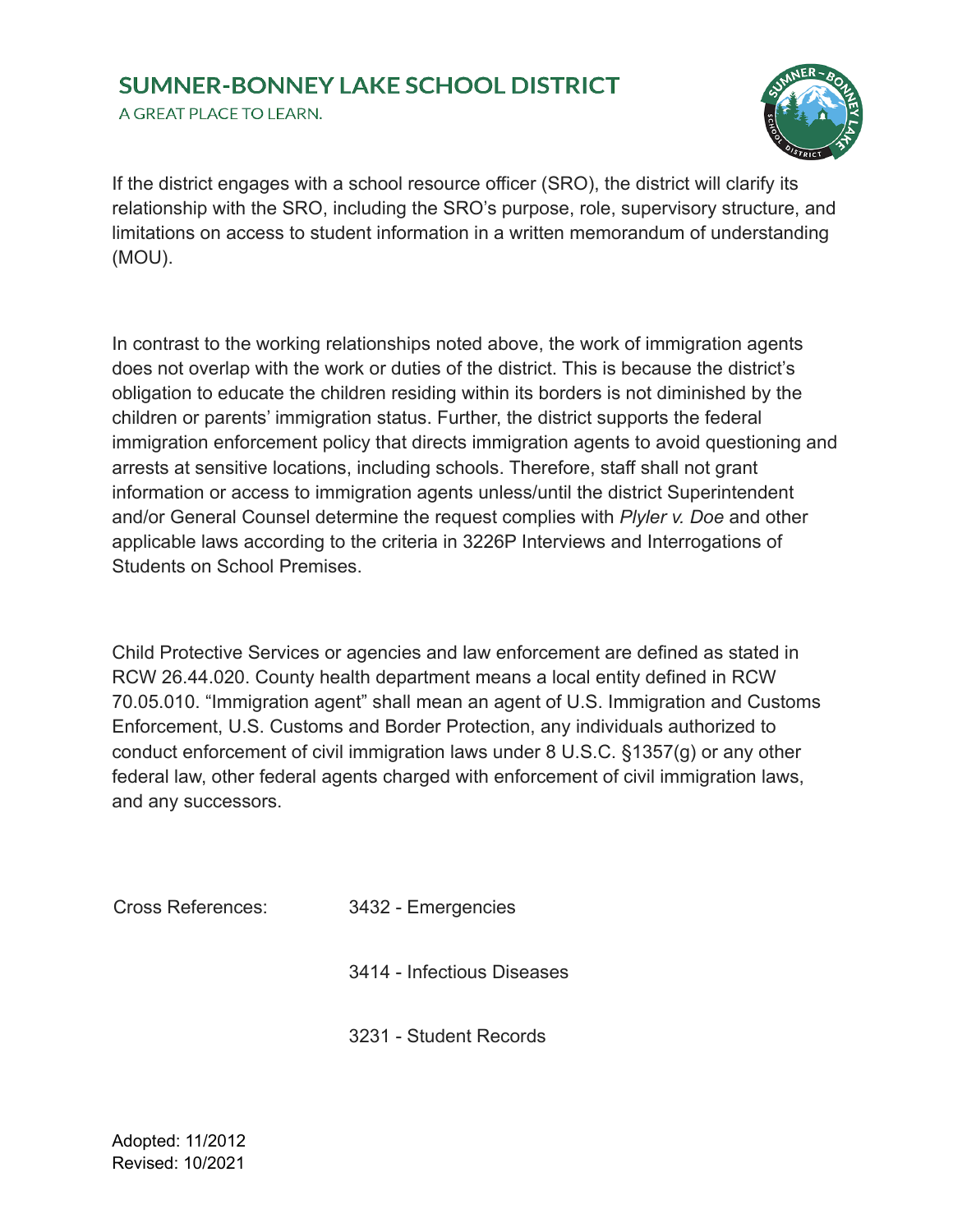If the district engages with a school resource officer (SRO), the district will clarify its relationship with the SRO, including the SRO's purpose, role, supervisory structure, and limitations on access to student information in a written memorandum of understanding (MOU).

In contrast to the working relationships noted above, the work of immigration agents does not overlap with the work or duties of the district. This is because the district's obligation to educate the children residing within its borders is not diminished by the children or parents' immigration status. Further, the district supports the federal immigration enforcement policy that directs immigration agents to avoid questioning and arrests at sensitive locations, including schools. Therefore, staff shall not grant information or access to immigration agents unless/until the district Superintendent and/or General Counsel determine the request complies with *Plyler v. Doe* and other applicable laws according to the criteria in 3226P Interviews and Interrogations of Students on School Premises.

Child Protective Services or agencies and law enforcement are defined as stated in RCW 26.44.020. County health department means a local entity defined in RCW 70.05.010. "Immigration agent" shall mean an agent of U.S. Immigration and Customs Enforcement, U.S. Customs and Border Protection, any individuals authorized to conduct enforcement of civil immigration laws under 8 U.S.C. §1357(g) or any other federal law, other federal agents charged with enforcement of civil immigration laws, and any successors.

Cross References:

- 3432 - Emergencies
- 3414 - Infectious Diseases
- 3231 - Student Records

Adopted: 11/2012
Revised: 10/2021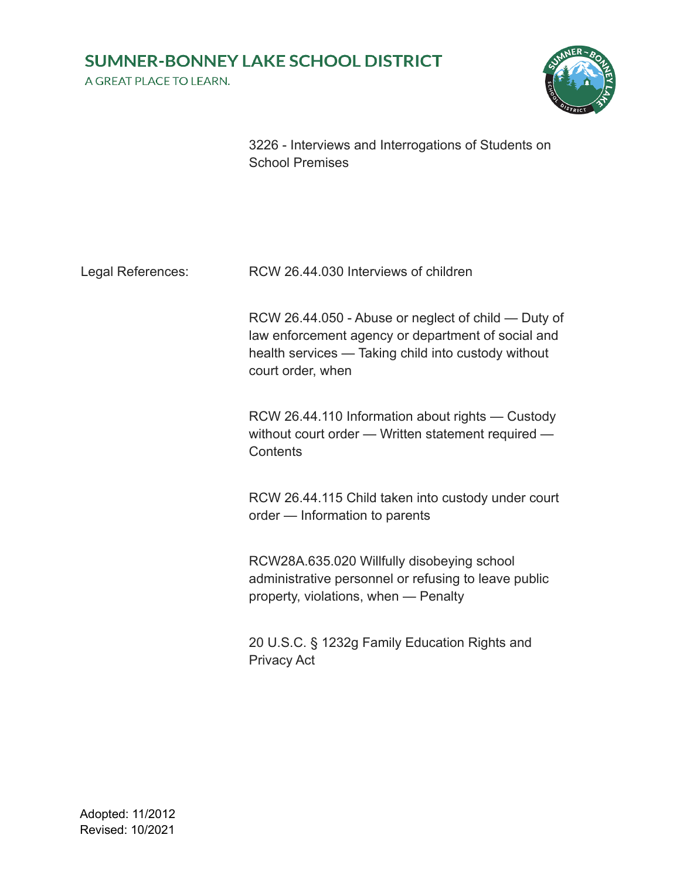3226 - Interviews and Interrogations of Students on School Premises

Legal References:

RCW 26.44.030 Interviews of children

RCW 26.44.050 - Abuse or neglect of child — Duty of law enforcement agency or department of social and health services — Taking child into custody without court order, when

RCW 26.44.110 Information about rights — Custody without court order — Written statement required — Contents

RCW 26.44.115 Child taken into custody under court order — Information to parents

RCW28A.635.020 Willfully disobeying school administrative personnel or refusing to leave public property, violations, when — Penalty

20 U.S.C. § 1232g Family Education Rights and Privacy Act

Adopted: 11/2012
Revised: 10/2021